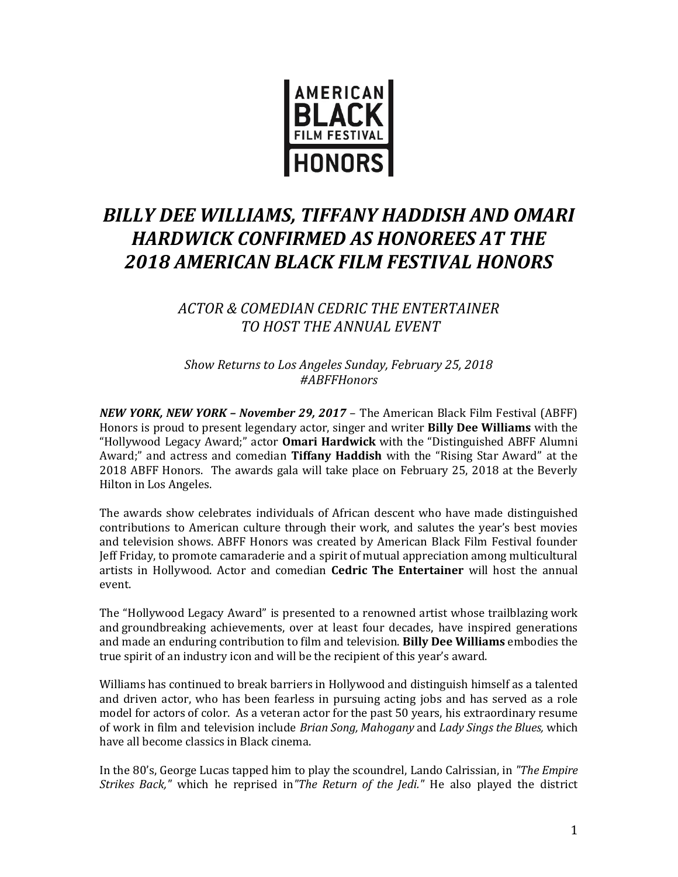AMERICAN BLACK FILM FESTIVAL HONORS

# *BILLY DEE WILLIAMS, TIFFANY HADDISH AND OMARI HARDWICK CONFIRMED AS HONOREES AT THE 2018 AMERICAN BLACK FILM FESTIVAL HONORS*

## *ACTOR & COMEDIAN CEDRIC THE ENTERTAINER TO HOST THE ANNUAL EVENT*

*Show Returns to Los Angeles Sunday, February 25, 2018*
*#ABFFHonors*

***NEW YORK, NEW YORK – November 29, 2017*** – The American Black Film Festival (ABFF) Honors is proud to present legendary actor, singer and writer **Billy Dee Williams** with the "Hollywood Legacy Award;" actor **Omari Hardwick** with the "Distinguished ABFF Alumni Award;" and actress and comedian **Tiffany Haddish** with the "Rising Star Award" at the 2018 ABFF Honors. The awards gala will take place on February 25, 2018 at the Beverly Hilton in Los Angeles.

The awards show celebrates individuals of African descent who have made distinguished contributions to American culture through their work, and salutes the year's best movies and television shows. ABFF Honors was created by American Black Film Festival founder Jeff Friday, to promote camaraderie and a spirit of mutual appreciation among multicultural artists in Hollywood. Actor and comedian **Cedric The Entertainer** will host the annual event.

The "Hollywood Legacy Award" is presented to a renowned artist whose trailblazing work and groundbreaking achievements, over at least four decades, have inspired generations and made an enduring contribution to film and television. **Billy Dee Williams** embodies the true spirit of an industry icon and will be the recipient of this year's award.

Williams has continued to break barriers in Hollywood and distinguish himself as a talented and driven actor, who has been fearless in pursuing acting jobs and has served as a role model for actors of color. As a veteran actor for the past 50 years, his extraordinary resume of work in film and television include *Brian Song, Mahogany* and *Lady Sings the Blues,* which have all become classics in Black cinema.

In the 80's, George Lucas tapped him to play the scoundrel, Lando Calrissian, in *"The Empire Strikes Back,"* which he reprised in *"The Return of the Jedi."* He also played the district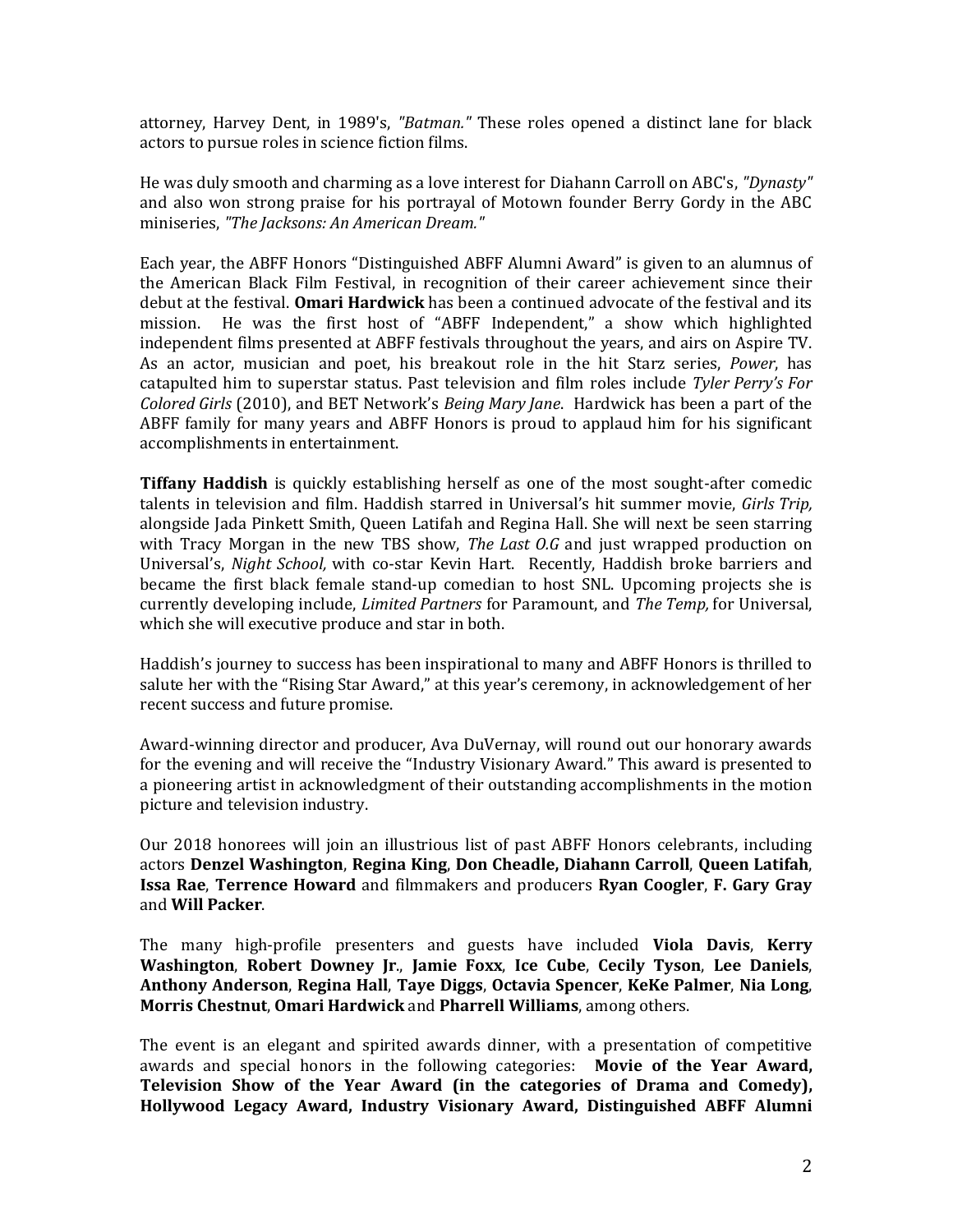attorney, Harvey Dent, in 1989's, *"Batman."* These roles opened a distinct lane for black actors to pursue roles in science fiction films.

He was duly smooth and charming as a love interest for Diahann Carroll on ABC's, *"Dynasty"* and also won strong praise for his portrayal of Motown founder Berry Gordy in the ABC miniseries, *"The Jacksons: An American Dream."*

Each year, the ABFF Honors "Distinguished ABFF Alumni Award" is given to an alumnus of the American Black Film Festival, in recognition of their career achievement since their debut at the festival. **Omari Hardwick** has been a continued advocate of the festival and its mission. He was the first host of "ABFF Independent," a show which highlighted independent films presented at ABFF festivals throughout the years, and airs on Aspire TV. As an actor, musician and poet, his breakout role in the hit Starz series, *Power*, has catapulted him to superstar status. Past television and film roles include *Tyler Perry's For Colored Girls* (2010), and BET Network's *Being Mary Jane*. Hardwick has been a part of the ABFF family for many years and ABFF Honors is proud to applaud him for his significant accomplishments in entertainment.

**Tiffany Haddish** is quickly establishing herself as one of the most sought-after comedic talents in television and film. Haddish starred in Universal's hit summer movie, *Girls Trip,* alongside Jada Pinkett Smith, Queen Latifah and Regina Hall. She will next be seen starring with Tracy Morgan in the new TBS show, *The Last O.G* and just wrapped production on Universal's, *Night School,* with co-star Kevin Hart. Recently, Haddish broke barriers and became the first black female stand-up comedian to host SNL. Upcoming projects she is currently developing include, *Limited Partners* for Paramount, and *The Temp,* for Universal, which she will executive produce and star in both.

Haddish's journey to success has been inspirational to many and ABFF Honors is thrilled to salute her with the "Rising Star Award," at this year's ceremony, in acknowledgement of her recent success and future promise.

Award-winning director and producer, Ava DuVernay, will round out our honorary awards for the evening and will receive the "Industry Visionary Award." This award is presented to a pioneering artist in acknowledgment of their outstanding accomplishments in the motion picture and television industry.

Our 2018 honorees will join an illustrious list of past ABFF Honors celebrants, including actors **Denzel Washington**, **Regina King**, **Don Cheadle, Diahann Carroll**, **Queen Latifah**, **Issa Rae**, **Terrence Howard** and filmmakers and producers **Ryan Coogler**, **F. Gary Gray** and **Will Packer**.

The many high-profile presenters and guests have included **Viola Davis**, **Kerry Washington**, **Robert Downey Jr**., **Jamie Foxx**, **Ice Cube**, **Cecily Tyson**, **Lee Daniels**, **Anthony Anderson**, **Regina Hall**, **Taye Diggs**, **Octavia Spencer**, **KeKe Palmer**, **Nia Long**, **Morris Chestnut**, **Omari Hardwick** and **Pharrell Williams**, among others.

The event is an elegant and spirited awards dinner, with a presentation of competitive awards and special honors in the following categories: **Movie of the Year Award, Television Show of the Year Award (in the categories of Drama and Comedy), Hollywood Legacy Award, Industry Visionary Award, Distinguished ABFF Alumni**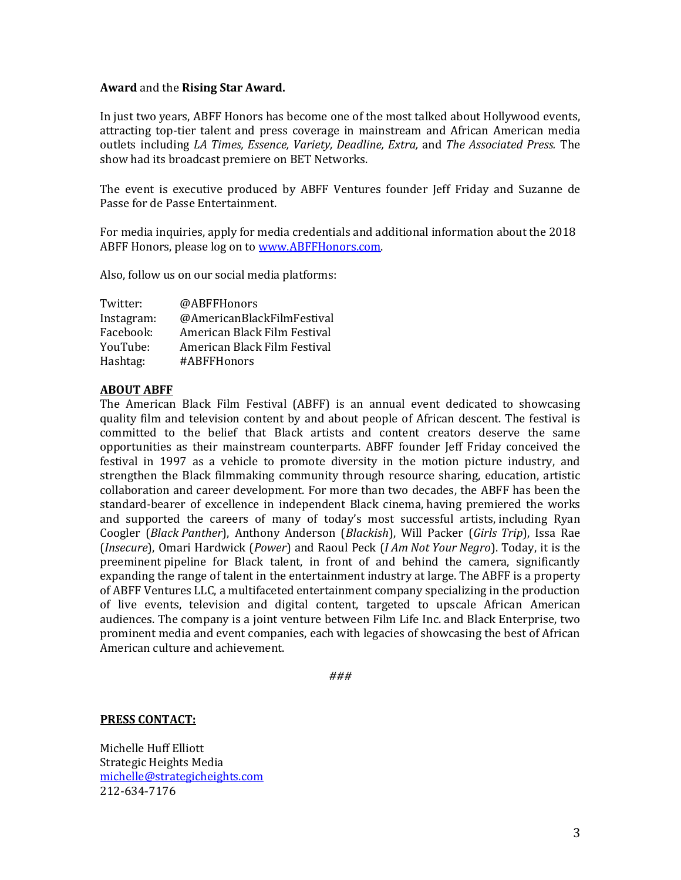**Award** and the **Rising Star Award.**

In just two years, ABFF Honors has become one of the most talked about Hollywood events, attracting top-tier talent and press coverage in mainstream and African American media outlets including *LA Times, Essence, Variety, Deadline, Extra,* and *The Associated Press.* The show had its broadcast premiere on BET Networks.

The event is executive produced by ABFF Ventures founder Jeff Friday and Suzanne de Passe for de Passe Entertainment.

For media inquiries, apply for media credentials and additional information about the 2018 ABFF Honors, please log on to [www.ABFFHonors.com](www.ABFFHonors.com).

Also, follow us on our social media platforms:

| | |
|---|---|
| Twitter: | @ABFFHonors |
| Instagram: | @AmericanBlackFilmFestival |
| Facebook: | American Black Film Festival |
| YouTube: | American Black Film Festival |
| Hashtag: | #ABFFHonors |

**ABOUT ABFF**

The American Black Film Festival (ABFF) is an annual event dedicated to showcasing quality film and television content by and about people of African descent. The festival is committed to the belief that Black artists and content creators deserve the same opportunities as their mainstream counterparts. ABFF founder Jeff Friday conceived the festival in 1997 as a vehicle to promote diversity in the motion picture industry, and strengthen the Black filmmaking community through resource sharing, education, artistic collaboration and career development. For more than two decades, the ABFF has been the standard-bearer of excellence in independent Black cinema, having premiered the works and supported the careers of many of today's most successful artists, including Ryan Coogler (*Black Panther*), Anthony Anderson (*Blackish*), Will Packer (*Girls Trip*), Issa Rae (*Insecure*), Omari Hardwick (*Power*) and Raoul Peck (*I Am Not Your Negro*). Today, it is the preeminent pipeline for Black talent, in front of and behind the camera, significantly expanding the range of talent in the entertainment industry at large. The ABFF is a property of ABFF Ventures LLC, a multifaceted entertainment company specializing in the production of live events, television and digital content, targeted to upscale African American audiences. The company is a joint venture between Film Life Inc. and Black Enterprise, two prominent media and event companies, each with legacies of showcasing the best of African American culture and achievement.

###

**PRESS CONTACT:**

Michelle Huff Elliott
Strategic Heights Media
[michelle@strategicheights.com](mailto:michelle@strategicheights.com)
212-634-7176